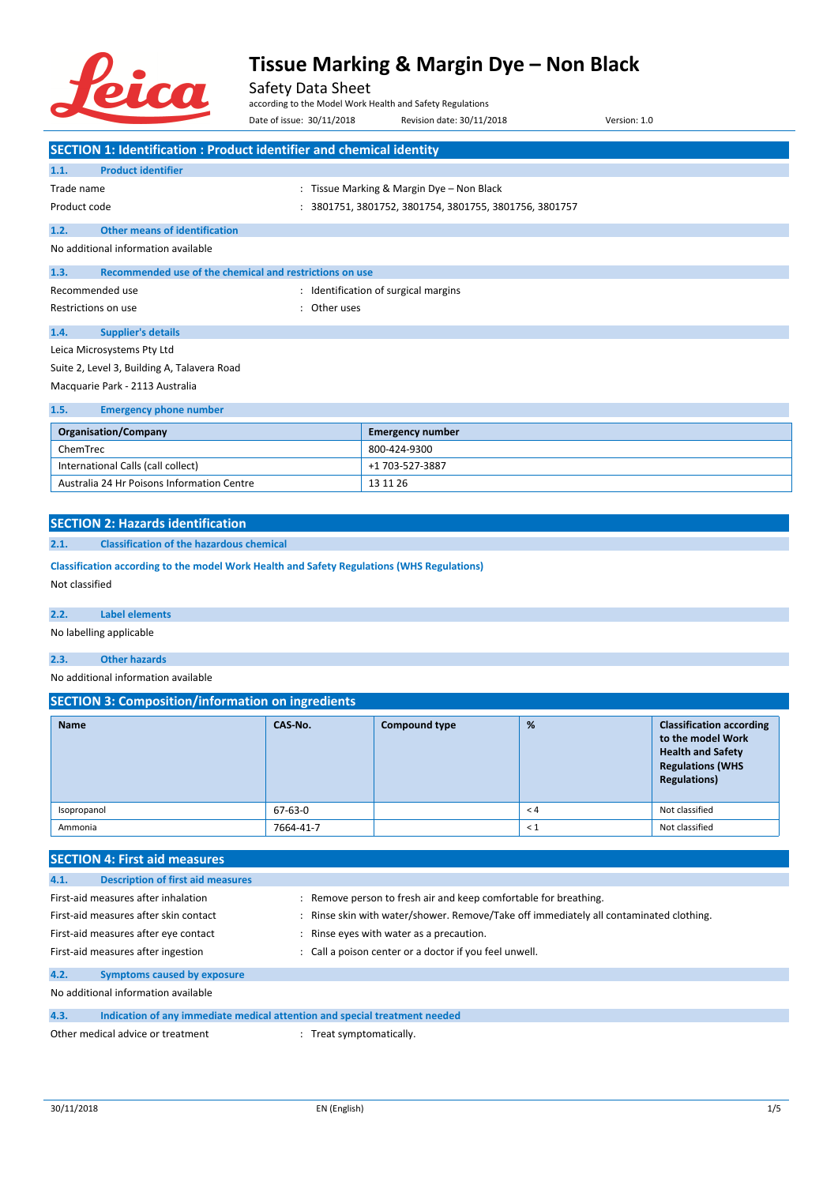# Tissue Marking & Margin Dye – Non Black

Safety Data Sheet

according to the Model Work Health and Safety Regulations

Date of issue: 30/11/2018 Revision date: 30/11/2018 Version: 1.0

## SECTION 1: Identification : Product identifier and chemical identity

### 1.1. Product identifier

Trade name : Tissue Marking & Margin Dye – Non Black

Product code : 3801751, 3801752, 3801754, 3801755, 3801756, 3801757

### 1.2. Other means of identification

No additional information available

### 1.3. Recommended use of the chemical and restrictions on use

Recommended use : Identification of surgical margins

Restrictions on use : Other uses

### 1.4. Supplier's details

Leica Microsystems Pty Ltd

Suite 2, Level 3, Building A, Talavera Road

Macquarie Park - 2113 Australia

### 1.5. Emergency phone number

| Organisation/Company | Emergency number |
|---|---|
| ChemTrec | 800-424-9300 |
| International Calls (call collect) | +1 703-527-3887 |
| Australia 24 Hr Poisons Information Centre | 13 11 26 |

## SECTION 2: Hazards identification

### 2.1. Classification of the hazardous chemical

**Classification according to the model Work Health and Safety Regulations (WHS Regulations)**

Not classified

### 2.2. Label elements

No labelling applicable

### 2.3. Other hazards

No additional information available

## SECTION 3: Composition/information on ingredients

| Name | CAS-No. | Compound type | % | Classification according to the model Work Health and Safety Regulations (WHS Regulations) |
|---|---|---|---|---|
| Isopropanol | 67-63-0 | | < 4 | Not classified |
| Ammonia | 7664-41-7 | | < 1 | Not classified |

## SECTION 4: First aid measures

### 4.1. Description of first aid measures

First-aid measures after inhalation : Remove person to fresh air and keep comfortable for breathing.

First-aid measures after skin contact : Rinse skin with water/shower. Remove/Take off immediately all contaminated clothing.

First-aid measures after eye contact : Rinse eyes with water as a precaution.

First-aid measures after ingestion : Call a poison center or a doctor if you feel unwell.

### 4.2. Symptoms caused by exposure

No additional information available

### 4.3. Indication of any immediate medical attention and special treatment needed

Other medical advice or treatment : Treat symptomatically.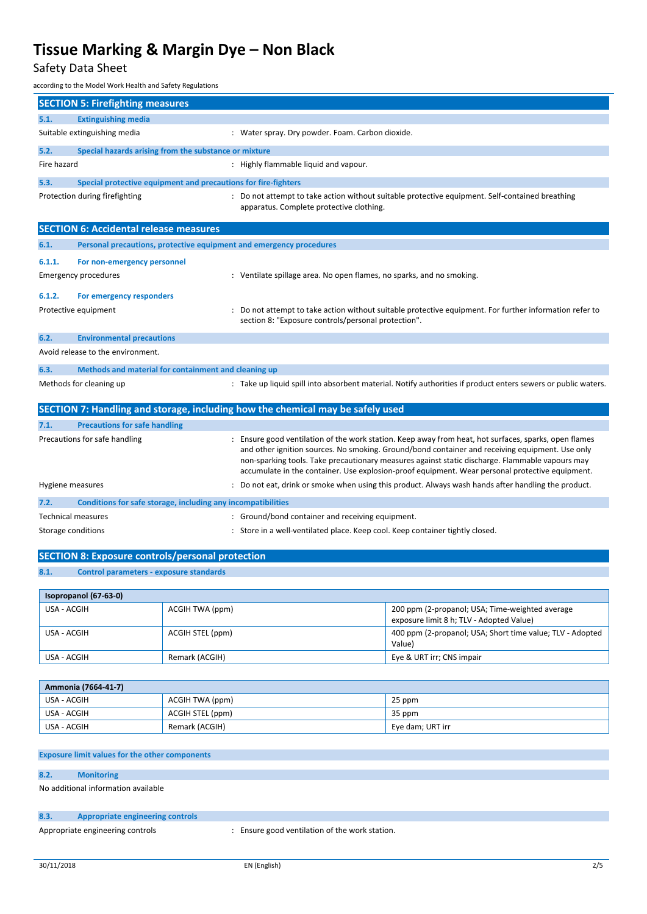## SECTION 5: Firefighting measures

### 5.1. Extinguishing media

Suitable extinguishing media : Water spray. Dry powder. Foam. Carbon dioxide.

### 5.2. Special hazards arising from the substance or mixture

Fire hazard : Highly flammable liquid and vapour.

### 5.3. Special protective equipment and precautions for fire-fighters

Protection during firefighting : Do not attempt to take action without suitable protective equipment. Self-contained breathing apparatus. Complete protective clothing.

## SECTION 6: Accidental release measures

### 6.1. Personal precautions, protective equipment and emergency procedures

#### 6.1.1. For non-emergency personnel

Emergency procedures : Ventilate spillage area. No open flames, no sparks, and no smoking.

#### 6.1.2. For emergency responders

Protective equipment : Do not attempt to take action without suitable protective equipment. For further information refer to section 8: "Exposure controls/personal protection".

### 6.2. Environmental precautions

Avoid release to the environment.

### 6.3. Methods and material for containment and cleaning up

Methods for cleaning up : Take up liquid spill into absorbent material. Notify authorities if product enters sewers or public waters.

## SECTION 7: Handling and storage, including how the chemical may be safely used

### 7.1. Precautions for safe handling

Precautions for safe handling : Ensure good ventilation of the work station. Keep away from heat, hot surfaces, sparks, open flames and other ignition sources. No smoking. Ground/bond container and receiving equipment. Use only non-sparking tools. Take precautionary measures against static discharge. Flammable vapours may accumulate in the container. Use explosion-proof equipment. Wear personal protective equipment.

Hygiene measures : Do not eat, drink or smoke when using this product. Always wash hands after handling the product.

### 7.2. Conditions for safe storage, including any incompatibilities

Technical measures : Ground/bond container and receiving equipment.

Storage conditions : Store in a well-ventilated place. Keep cool. Keep container tightly closed.

## SECTION 8: Exposure controls/personal protection

### 8.1. Control parameters - exposure standards

| Isopropanol (67-63-0) | | |
|---|---|---|
| USA - ACGIH | ACGIH TWA (ppm) | 200 ppm (2-propanol; USA; Time-weighted average exposure limit 8 h; TLV - Adopted Value) |
| USA - ACGIH | ACGIH STEL (ppm) | 400 ppm (2-propanol; USA; Short time value; TLV - Adopted Value) |
| USA - ACGIH | Remark (ACGIH) | Eye & URT irr; CNS impair |

| Ammonia (7664-41-7) | | |
|---|---|---|
| USA - ACGIH | ACGIH TWA (ppm) | 25 ppm |
| USA - ACGIH | ACGIH STEL (ppm) | 35 ppm |
| USA - ACGIH | Remark (ACGIH) | Eye dam; URT irr |

**Exposure limit values for the other components**

### 8.2. Monitoring

No additional information available

### 8.3. Appropriate engineering controls

Appropriate engineering controls : Ensure good ventilation of the work station.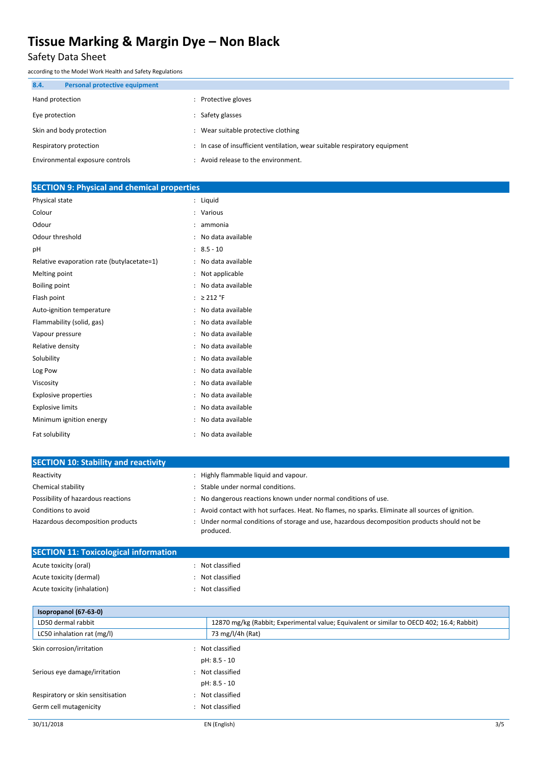### 8.4. Personal protective equipment

| | |
|---|---|
| Hand protection | : Protective gloves |
| Eye protection | : Safety glasses |
| Skin and body protection | : Wear suitable protective clothing |
| Respiratory protection | : In case of insufficient ventilation, wear suitable respiratory equipment |
| Environmental exposure controls | : Avoid release to the environment. |

## SECTION 9: Physical and chemical properties

| | |
|---|---|
| Physical state | : Liquid |
| Colour | : Various |
| Odour | : ammonia |
| Odour threshold | : No data available |
| pH | : 8.5 - 10 |
| Relative evaporation rate (butylacetate=1) | : No data available |
| Melting point | : Not applicable |
| Boiling point | : No data available |
| Flash point | : ≥ 212 °F |
| Auto-ignition temperature | : No data available |
| Flammability (solid, gas) | : No data available |
| Vapour pressure | : No data available |
| Relative density | : No data available |
| Solubility | : No data available |
| Log Pow | : No data available |
| Viscosity | : No data available |
| Explosive properties | : No data available |
| Explosive limits | : No data available |
| Minimum ignition energy | : No data available |
| Fat solubility | : No data available |

## SECTION 10: Stability and reactivity

| | |
|---|---|
| Reactivity | : Highly flammable liquid and vapour. |
| Chemical stability | : Stable under normal conditions. |
| Possibility of hazardous reactions | : No dangerous reactions known under normal conditions of use. |
| Conditions to avoid | : Avoid contact with hot surfaces. Heat. No flames, no sparks. Eliminate all sources of ignition. |
| Hazardous decomposition products | : Under normal conditions of storage and use, hazardous decomposition products should not be produced. |

## SECTION 11: Toxicological information

| | |
|---|---|
| Acute toxicity (oral) | : Not classified |
| Acute toxicity (dermal) | : Not classified |
| Acute toxicity (inhalation) | : Not classified |

| Isopropanol (67-63-0) | |
|---|---|
| LD50 dermal rabbit | 12870 mg/kg (Rabbit; Experimental value; Equivalent or similar to OECD 402; 16.4; Rabbit) |
| LC50 inhalation rat (mg/l) | 73 mg/l/4h (Rat) |

| | |
|---|---|
| Skin corrosion/irritation | : Not classified<br>pH: 8.5 - 10 |
| Serious eye damage/irritation | : Not classified<br>pH: 8.5 - 10 |
| Respiratory or skin sensitisation | : Not classified |
| Germ cell mutagenicity | : Not classified |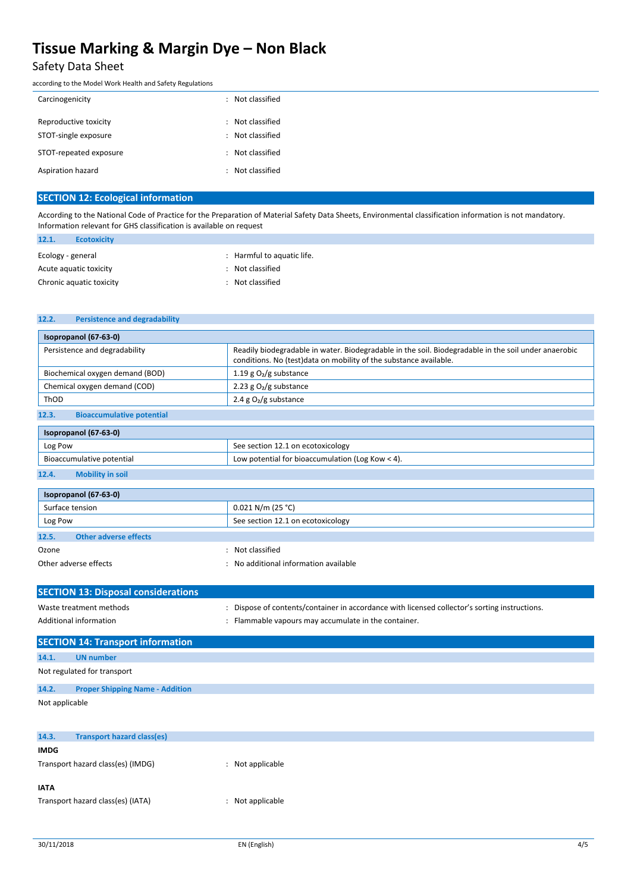| | |
|---|---|
| Carcinogenicity | : Not classified |
| Reproductive toxicity | : Not classified |
| STOT-single exposure | : Not classified |
| STOT-repeated exposure | : Not classified |
| Aspiration hazard | : Not classified |

## SECTION 12: Ecological information

According to the National Code of Practice for the Preparation of Material Safety Data Sheets, Environmental classification information is not mandatory. Information relevant for GHS classification is available on request

### 12.1. Ecotoxicity

| | |
|---|---|
| Ecology - general | : Harmful to aquatic life. |
| Acute aquatic toxicity | : Not classified |
| Chronic aquatic toxicity | : Not classified |

### 12.2. Persistence and degradability

| Isopropanol (67-63-0) | |
|---|---|
| Persistence and degradability | Readily biodegradable in water. Biodegradable in the soil. Biodegradable in the soil under anaerobic conditions. No (test)data on mobility of the substance available. |
| Biochemical oxygen demand (BOD) | 1.19 g $O_2$/g substance |
| Chemical oxygen demand (COD) | 2.23 g $O_2$/g substance |
| ThOD | 2.4 g $O_2$/g substance |

### 12.3. Bioaccumulative potential

| Isopropanol (67-63-0) | |
|---|---|
| Log Pow | See section 12.1 on ecotoxicology |
| Bioaccumulative potential | Low potential for bioaccumulation (Log Kow < 4). |

### 12.4. Mobility in soil

| Isopropanol (67-63-0) | |
|---|---|
| Surface tension | 0.021 N/m (25 °C) |
| Log Pow | See section 12.1 on ecotoxicology |

### 12.5. Other adverse effects

| | |
|---|---|
| Ozone | : Not classified |
| Other adverse effects | : No additional information available |

## SECTION 13: Disposal considerations

| | |
|---|---|
| Waste treatment methods | : Dispose of contents/container in accordance with licensed collector's sorting instructions. |
| Additional information | : Flammable vapours may accumulate in the container. |

## SECTION 14: Transport information

### 14.1. UN number

Not regulated for transport

### 14.2. Proper Shipping Name - Addition

Not applicable

### 14.3. Transport hazard class(es)

**IMDG**

Transport hazard class(es) (IMDG) : Not applicable

**IATA**

Transport hazard class(es) (IATA) : Not applicable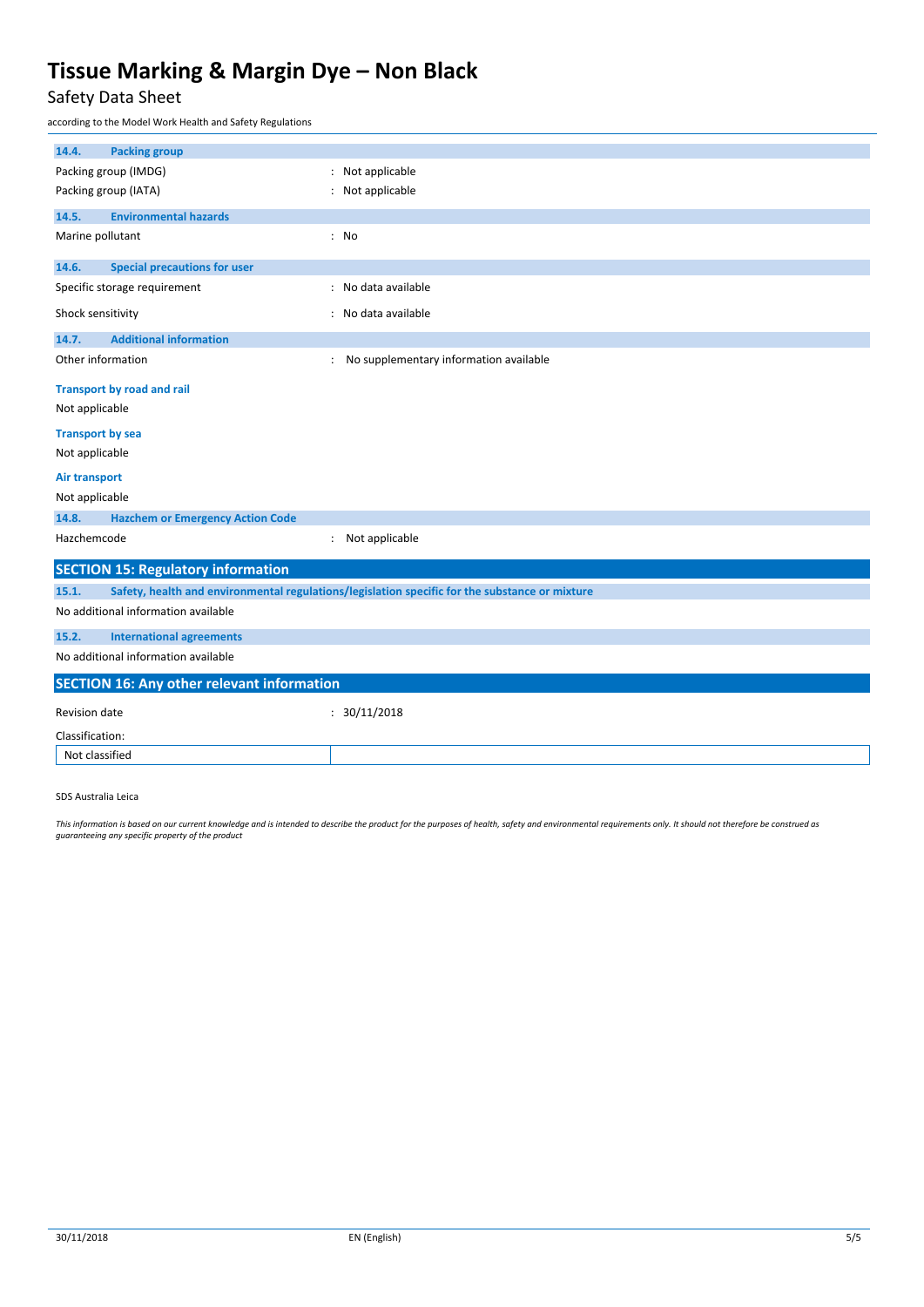### 14.4. Packing group

Packing group (IMDG) : Not applicable

Packing group (IATA) : Not applicable

### 14.5. Environmental hazards

Marine pollutant : No

### 14.6. Special precautions for user

Specific storage requirement : No data available

Shock sensitivity : No data available

### 14.7. Additional information

Other information : No supplementary information available

**Transport by road and rail**

Not applicable

**Transport by sea**

Not applicable

**Air transport**

Not applicable

### 14.8. Hazchem or Emergency Action Code

Hazchemcode : Not applicable

## SECTION 15: Regulatory information

### 15.1. Safety, health and environmental regulations/legislation specific for the substance or mixture

No additional information available

### 15.2. International agreements

No additional information available

## SECTION 16: Any other relevant information

Revision date : 30/11/2018

Classification:

| | |
|---|---|
| Not classified | |

SDS Australia Leica

*This information is based on our current knowledge and is intended to describe the product for the purposes of health, safety and environmental requirements only. It should not therefore be construed as guaranteeing any specific property of the product*